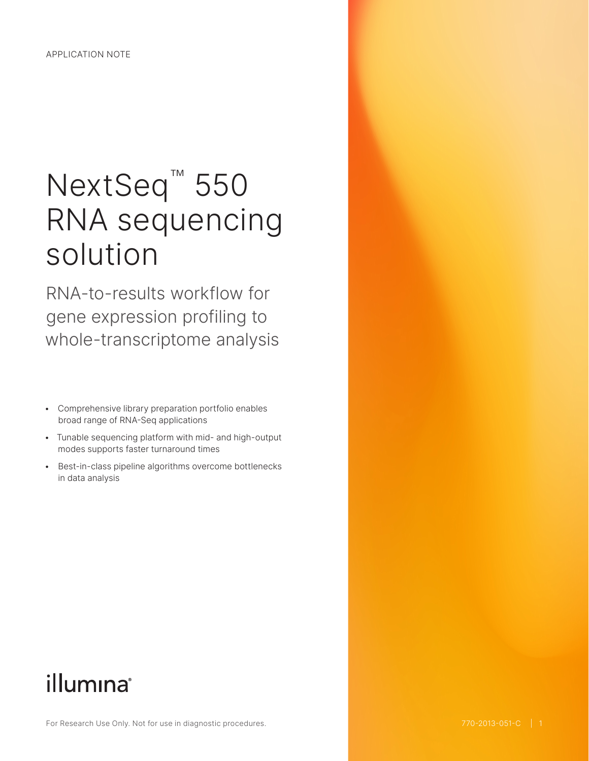APPLICATION NOTE

# NextSeq™ 550 RNA sequencing solution

## RNA-to-results workflow for gene expression profiling to whole-transcriptome analysis

- Comprehensive library preparation portfolio enables broad range of RNA-Seq applications
- Tunable sequencing platform with mid- and high-output modes supports faster turnaround times
- Best-in-class pipeline algorithms overcome bottlenecks in data analysis

illumina®

For Research Use Only. Not for use in diagnostic procedures.

770-2013-051-C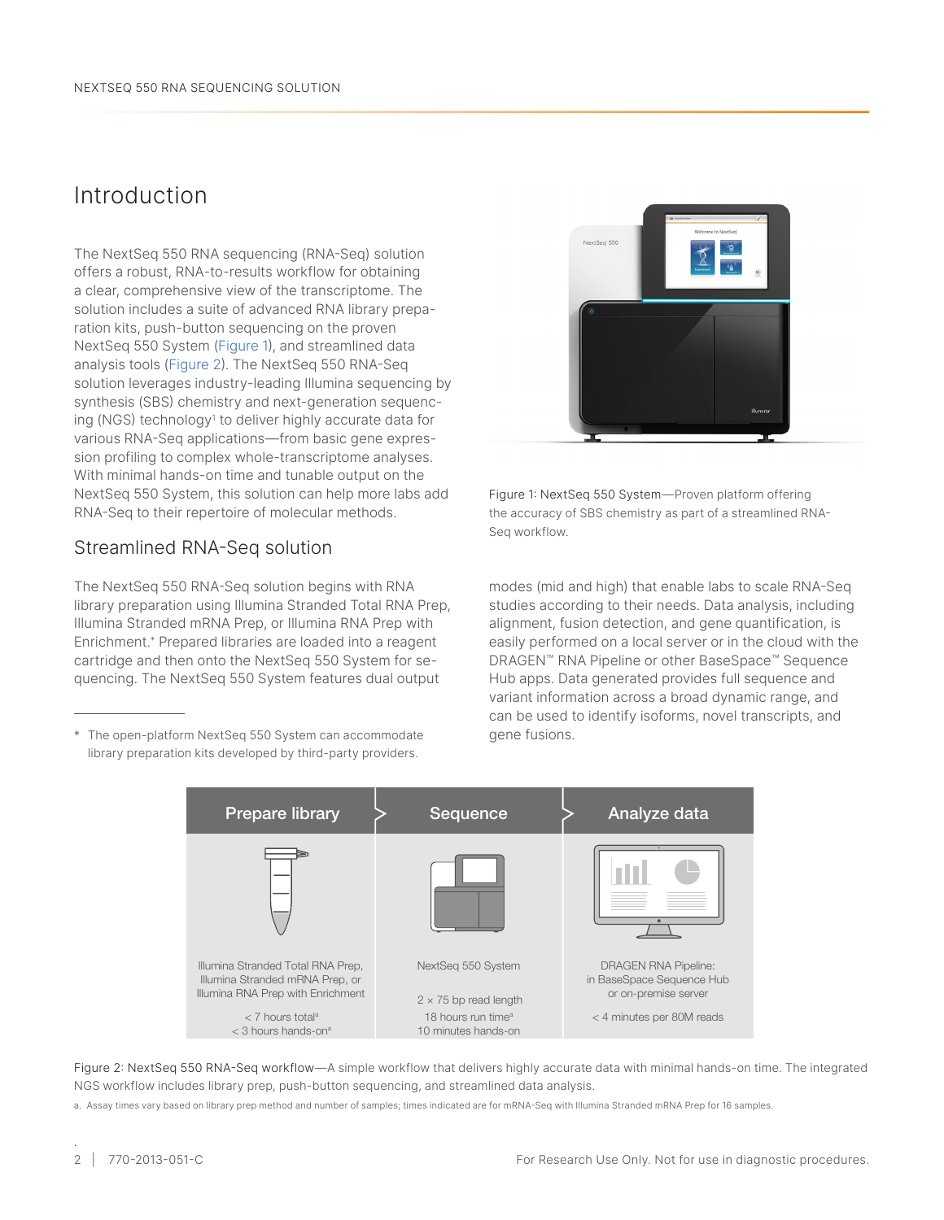## Introduction

The NextSeq 550 RNA sequencing (RNA-Seq) solution offers a robust, RNA-to-results workflow for obtaining a clear, comprehensive view of the transcriptome. The solution includes a suite of advanced RNA library preparation kits, push-button sequencing on the proven NextSeq 550 System (Figure 1), and streamlined data analysis tools (Figure 2). The NextSeq 550 RNA-Seq solution leverages industry-leading Illumina sequencing by synthesis (SBS) chemistry and next-generation sequencing (NGS) technology[1] to deliver highly accurate data for various RNA-Seq applications—from basic gene expression profiling to complex whole-transcriptome analyses. With minimal hands-on time and tunable output on the NextSeq 550 System, this solution can help more labs add RNA-Seq to their repertoire of molecular methods.

Figure 1: NextSeq 550 System—Proven platform offering the accuracy of SBS chemistry as part of a streamlined RNA-Seq workflow.

### Streamlined RNA-Seq solution

The NextSeq 550 RNA-Seq solution begins with RNA library preparation using Illumina Stranded Total RNA Prep, Illumina Stranded mRNA Prep, or Illumina RNA Prep with Enrichment.* Prepared libraries are loaded into a reagent cartridge and then onto the NextSeq 550 System for sequencing. The NextSeq 550 System features dual output modes (mid and high) that enable labs to scale RNA-Seq studies according to their needs. Data analysis, including alignment, fusion detection, and gene quantification, is easily performed on a local server or in the cloud with the DRAGEN™ RNA Pipeline or other BaseSpace™ Sequence Hub apps. Data generated provides full sequence and variant information across a broad dynamic range, and can be used to identify isoforms, novel transcripts, and gene fusions.

\* The open-platform NextSeq 550 System can accommodate library preparation kits developed by third-party providers.

| Prepare library | Sequence | Analyze data |
|---|---|---|
| Illumina Stranded Total RNA Prep, Illumina Stranded mRNA Prep, or Illumina RNA Prep with Enrichment | NextSeq 550 System | DRAGEN RNA Pipeline: in BaseSpace Sequence Hub or on-premise server |
| < 7 hours total[a] < 3 hours hands-on[a] | 2 × 75 bp read length 18 hours run time[a] 10 minutes hands-on | < 4 minutes per 80M reads |

Figure 2: NextSeq 550 RNA-Seq workflow—A simple workflow that delivers highly accurate data with minimal hands-on time. The integrated NGS workflow includes library prep, push-button sequencing, and streamlined data analysis.

a. Assay times vary based on library prep method and number of samples; times indicated are for mRNA-Seq with Illumina Stranded mRNA Prep for 16 samples.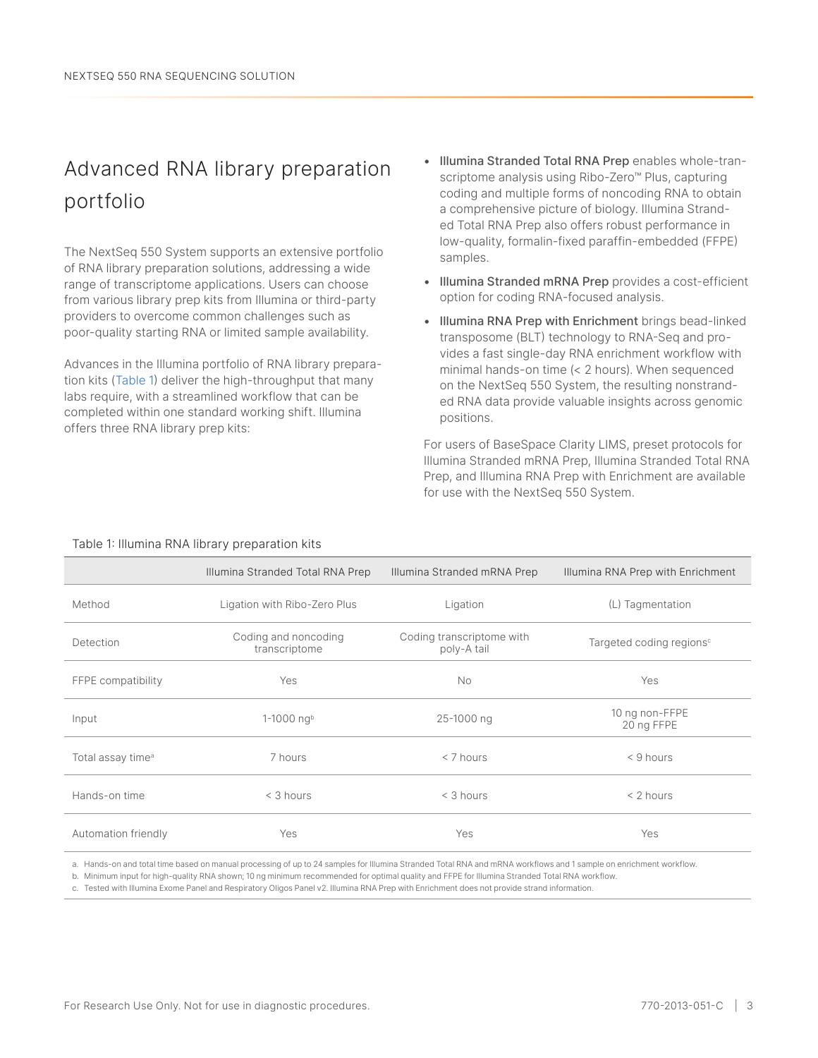## Advanced RNA library preparation portfolio

The NextSeq 550 System supports an extensive portfolio of RNA library preparation solutions, addressing a wide range of transcriptome applications. Users can choose from various library prep kits from Illumina or third-party providers to overcome common challenges such as poor-quality starting RNA or limited sample availability.

Advances in the Illumina portfolio of RNA library preparation kits (Table 1) deliver the high-throughput that many labs require, with a streamlined workflow that can be completed within one standard working shift. Illumina offers three RNA library prep kits:

- **Illumina Stranded Total RNA Prep** enables whole-transcriptome analysis using Ribo-Zero™ Plus, capturing coding and multiple forms of noncoding RNA to obtain a comprehensive picture of biology. Illumina Stranded Total RNA Prep also offers robust performance in low-quality, formalin-fixed paraffin-embedded (FFPE) samples.
- **Illumina Stranded mRNA Prep** provides a cost-efficient option for coding RNA-focused analysis.
- **Illumina RNA Prep with Enrichment** brings bead-linked transposome (BLT) technology to RNA-Seq and provides a fast single-day RNA enrichment workflow with minimal hands-on time (< 2 hours). When sequenced on the NextSeq 550 System, the resulting nonstranded RNA data provide valuable insights across genomic positions.

For users of BaseSpace Clarity LIMS, preset protocols for Illumina Stranded mRNA Prep, Illumina Stranded Total RNA Prep, and Illumina RNA Prep with Enrichment are available for use with the NextSeq 550 System.

Table 1: Illumina RNA library preparation kits

| | Illumina Stranded Total RNA Prep | Illumina Stranded mRNA Prep | Illumina RNA Prep with Enrichment |
|---|---|---|---|
| Method | Ligation with Ribo-Zero Plus | Ligation | (L) Tagmentation |
| Detection | Coding and noncoding transcriptome | Coding transcriptome with poly-A tail | Targeted coding regions[c] |
| FFPE compatibility | Yes | No | Yes |
| Input | 1-1000 ng[b] | 25-1000 ng | 10 ng non-FFPE 20 ng FFPE |
| Total assay time[a] | 7 hours | < 7 hours | < 9 hours |
| Hands-on time | < 3 hours | < 3 hours | < 2 hours |
| Automation friendly | Yes | Yes | Yes |

a. Hands-on and total time based on manual processing of up to 24 samples for Illumina Stranded Total RNA and mRNA workflows and 1 sample on enrichment workflow.
b. Minimum input for high-quality RNA shown; 10 ng minimum recommended for optimal quality and FFPE for Illumina Stranded Total RNA workflow.
c. Tested with Illumina Exome Panel and Respiratory Oligos Panel v2. Illumina RNA Prep with Enrichment does not provide strand information.

For Research Use Only. Not for use in diagnostic procedures.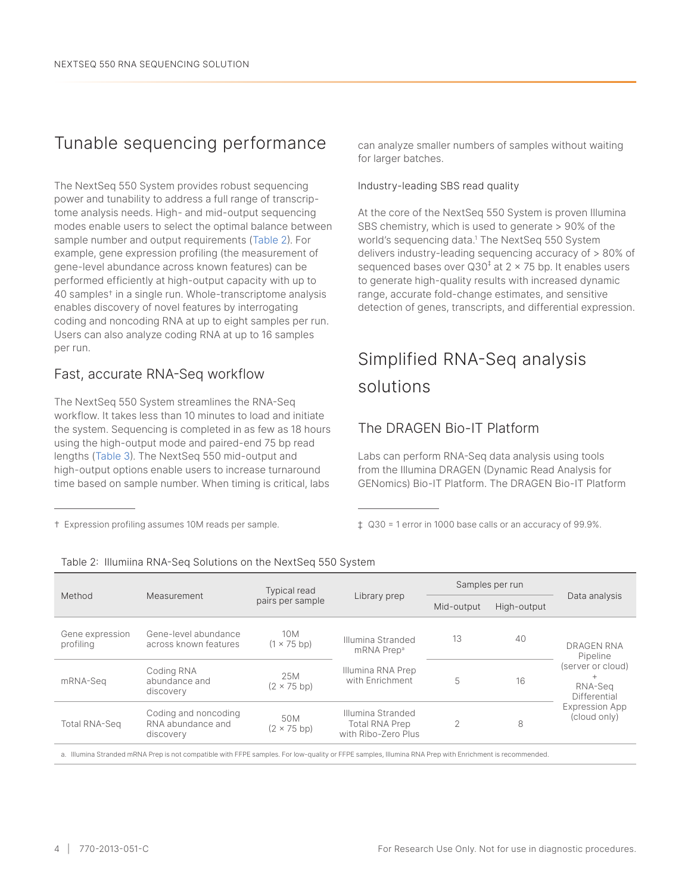## Tunable sequencing performance

The NextSeq 550 System provides robust sequencing power and tunability to address a full range of transcriptome analysis needs. High- and mid-output sequencing modes enable users to select the optimal balance between sample number and output requirements (Table 2). For example, gene expression profiling (the measurement of gene-level abundance across known features) can be performed efficiently at high-output capacity with up to 40 samples† in a single run. Whole-transcriptome analysis enables discovery of novel features by interrogating coding and noncoding RNA at up to eight samples per run. Users can also analyze coding RNA at up to 16 samples per run.

### Fast, accurate RNA-Seq workflow

The NextSeq 550 System streamlines the RNA-Seq workflow. It takes less than 10 minutes to load and initiate the system. Sequencing is completed in as few as 18 hours using the high-output mode and paired-end 75 bp read lengths (Table 3). The NextSeq 550 mid-output and high-output options enable users to increase turnaround time based on sample number. When timing is critical, labs can analyze smaller numbers of samples without waiting for larger batches.

† Expression profiling assumes 10M reads per sample.

#### Industry-leading SBS read quality

At the core of the NextSeq 550 System is proven Illumina SBS chemistry, which is used to generate > 90% of the world's sequencing data.[1] The NextSeq 550 System delivers industry-leading sequencing accuracy of > 80% of sequenced bases over Q30‡ at 2 × 75 bp. It enables users to generate high-quality results with increased dynamic range, accurate fold-change estimates, and sensitive detection of genes, transcripts, and differential expression.

‡ Q30 = 1 error in 1000 base calls or an accuracy of 99.9%.

## Simplified RNA-Seq analysis solutions

### The DRAGEN Bio-IT Platform

Labs can perform RNA-Seq data analysis using tools from the Illumina DRAGEN (Dynamic Read Analysis for GENomics) Bio-IT Platform. The DRAGEN Bio-IT Platform

Table 2: Illumiina RNA-Seq Solutions on the NextSeq 550 System

| Method | Measurement | Typical read pairs per sample | Library prep | Samples per run | | Data analysis |
|---|---|---|---|---|---|---|
| | | | | Mid-output | High-output | |
| Gene expression profiling | Gene-level abundance across known features | 10M (1 × 75 bp) | Illumina Stranded mRNA Prep[a] Illumina RNA Prep with Enrichment | 13 | 40 | DRAGEN RNA Pipeline (server or cloud) + RNA-Seq Differential Expression App (cloud only) |
| mRNA-Seq | Coding RNA abundance and discovery | 25M (2 × 75 bp) | | 5 | 16 | |
| Total RNA-Seq | Coding and noncoding RNA abundance and discovery | 50M (2 × 75 bp) | Illumina Stranded Total RNA Prep with Ribo-Zero Plus | 2 | 8 | |

a. Illumina Stranded mRNA Prep is not compatible with FFPE samples. For low-quality or FFPE samples, Illumina RNA Prep with Enrichment is recommended.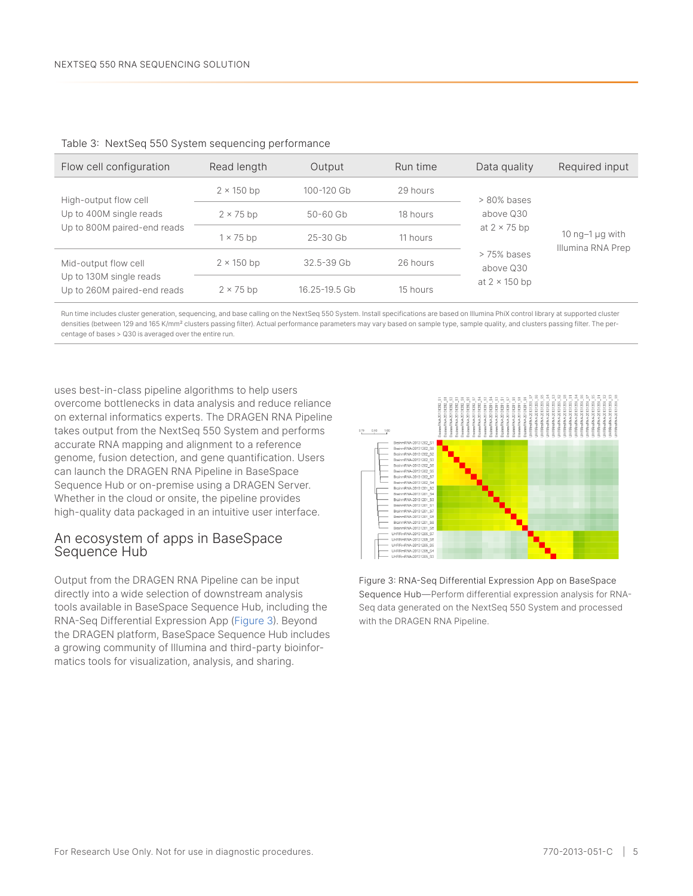Table 3: NextSeq 550 System sequencing performance

| Flow cell configuration | Read length | Output | Run time | Data quality | Required input |
|---|---|---|---|---|---|
| High-output flow cell<br>Up to 400M single reads<br>Up to 800M paired-end reads | 2 × 150 bp | 100-120 Gb | 29 hours | > 80% bases above Q30 at 2 × 75 bp<br><br>> 75% bases above Q30 at 2 × 150 bp | 10 ng–1 µg with Illumina RNA Prep |
| | 2 × 75 bp | 50-60 Gb | 18 hours | | |
| | 1 × 75 bp | 25-30 Gb | 11 hours | | |
| Mid-output flow cell<br>Up to 130M single reads<br>Up to 260M paired-end reads | 2 × 150 bp | 32.5-39 Gb | 26 hours | | |
| | 2 × 75 bp | 16.25-19.5 Gb | 15 hours | | |

Run time includes cluster generation, sequencing, and base calling on the NextSeq 550 System. Install specifications are based on Illumina PhiX control library at supported cluster densities (between 129 and 165 K/mm² clusters passing filter). Actual performance parameters may vary based on sample type, sample quality, and clusters passing filter. The percentage of bases > Q30 is averaged over the entire run.

uses best-in-class pipeline algorithms to help users overcome bottlenecks in data analysis and reduce reliance on external informatics experts. The DRAGEN RNA Pipeline takes output from the NextSeq 550 System and performs accurate RNA mapping and alignment to a reference genome, fusion detection, and gene quantification. Users can launch the DRAGEN RNA Pipeline in BaseSpace Sequence Hub or on-premise using a DRAGEN Server. Whether in the cloud or onsite, the pipeline provides high-quality data packaged in an intuitive user interface.

## An ecosystem of apps in BaseSpace Sequence Hub

Output from the DRAGEN RNA Pipeline can be input directly into a wide selection of downstream analysis tools available in BaseSpace Sequence Hub, including the RNA-Seq Differential Expression App (Figure 3). Beyond the DRAGEN platform, BaseSpace Sequence Hub includes a growing community of Illumina and third-party bioinformatics tools for visualization, analysis, and sharing.

Figure 3: RNA-Seq Differential Expression App on BaseSpace Sequence Hub—Perform differential expression analysis for RNA-Seq data generated on the NextSeq 550 System and processed with the DRAGEN RNA Pipeline.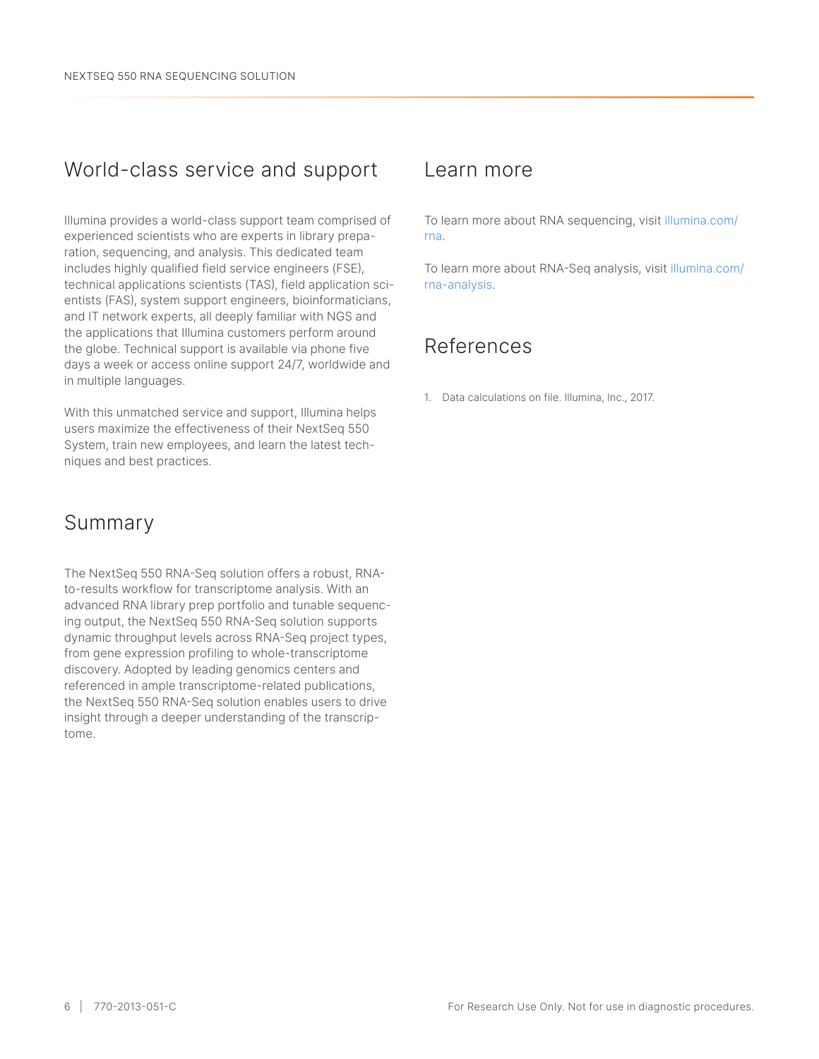## World-class service and support

Illumina provides a world-class support team comprised of experienced scientists who are experts in library preparation, sequencing, and analysis. This dedicated team includes highly qualified field service engineers (FSE), technical applications scientists (TAS), field application scientists (FAS), system support engineers, bioinformaticians, and IT network experts, all deeply familiar with NGS and the applications that Illumina customers perform around the globe. Technical support is available via phone five days a week or access online support 24/7, worldwide and in multiple languages.

With this unmatched service and support, Illumina helps users maximize the effectiveness of their NextSeq 550 System, train new employees, and learn the latest techniques and best practices.

## Summary

The NextSeq 550 RNA-Seq solution offers a robust, RNA-to-results workflow for transcriptome analysis. With an advanced RNA library prep portfolio and tunable sequencing output, the NextSeq 550 RNA-Seq solution supports dynamic throughput levels across RNA-Seq project types, from gene expression profiling to whole-transcriptome discovery. Adopted by leading genomics centers and referenced in ample transcriptome-related publications, the NextSeq 550 RNA-Seq solution enables users to drive insight through a deeper understanding of the transcriptome.

## Learn more

To learn more about RNA sequencing, visit illumina.com/rna.

To learn more about RNA-Seq analysis, visit illumina.com/rna-analysis.

## References

1. Data calculations on file. Illumina, Inc., 2017.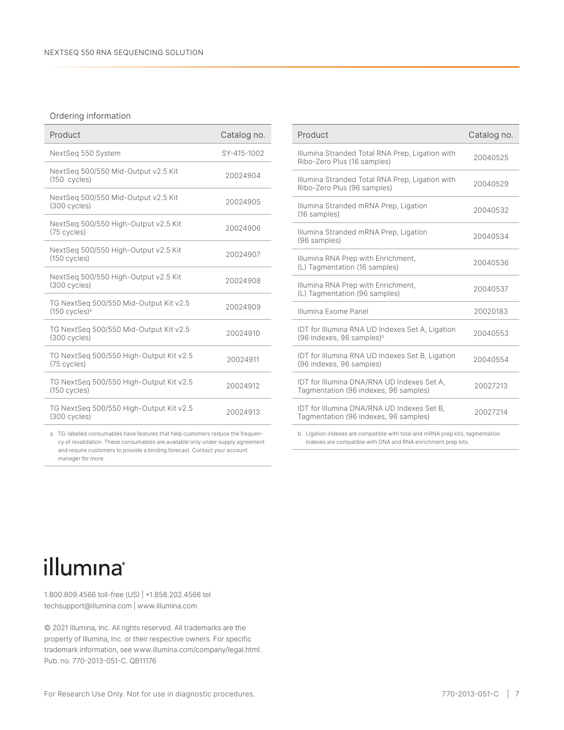## Ordering information

| Product | Catalog no. |
|---|---|
| NextSeq 550 System | SY-415-1002 |
| NextSeq 500/550 Mid-Output v2.5 Kit (150 cycles) | 20024904 |
| NextSeq 500/550 Mid-Output v2.5 Kit (300 cycles) | 20024905 |
| NextSeq 500/550 High-Output v2.5 Kit (75 cycles) | 20024906 |
| NextSeq 500/550 High-Output v2.5 Kit (150 cycles) | 20024907 |
| NextSeq 500/550 High-Output v2.5 Kit (300 cycles) | 20024908 |
| TG NextSeq 500/550 Mid-Output Kit v2.5 (150 cycles)[a] | 20024909 |
| TG NextSeq 500/550 Mid-Output Kit v2.5 (300 cycles) | 20024910 |
| TG NextSeq 500/550 High-Output Kit v2.5 (75 cycles) | 20024911 |
| TG NextSeq 500/550 High-Output Kit v2.5 (150 cycles) | 20024912 |
| TG NextSeq 500/550 High-Output Kit v2.5 (300 cycles) | 20024913 |

a. TG-labeled consumables have features that help customers reduce the frequency of revalidation. These consumables are available only under supply agreement and require customers to provide a binding forecast. Contact your account manager for more.

| Product | Catalog no. |
|---|---|
| Illumina Stranded Total RNA Prep, Ligation with Ribo-Zero Plus (16 samples) | 20040525 |
| Illumina Stranded Total RNA Prep, Ligation with Ribo-Zero Plus (96 samples) | 20040529 |
| Illumina Stranded mRNA Prep, Ligation (16 samples) | 20040532 |
| Illumina Stranded mRNA Prep, Ligation (96 samples) | 20040534 |
| Illumina RNA Prep with Enrichment, (L) Tagmentation (16 samples) | 20040536 |
| Illumina RNA Prep with Enrichment, (L) Tagmentation (96 samples) | 20040537 |
| Illumina Exome Panel | 20020183 |
| IDT for Illumina RNA UD Indexes Set A, Ligation (96 indexes, 96 samples)[b] | 20040553 |
| IDT for Illumina RNA UD Indexes Set B, Ligation (96 indexes, 96 samples) | 20040554 |
| IDT for Illumina DNA/RNA UD Indexes Set A, Tagmentation (96 indexes, 96 samples) | 20027213 |
| IDT for Illumina DNA/RNA UD Indexes Set B, Tagmentation (96 indexes, 96 samples) | 20027214 |

b. Ligation indexes are compatible with total and mRNA prep kits; tagmentation indexes are compatible with DNA and RNA enrichment prep kits.

illumina®

1.800.809.4566 toll-free (US) | +1.858.202.4566 tel
techsupport@illumina.com | www.illumina.com

© 2021 Illumina, Inc. All rights reserved. All trademarks are the property of Illumina, Inc. or their respective owners. For specific trademark information, see www.illumina.com/company/legal.html.
Pub. no. 770-2013-051-C. QB11176

For Research Use Only. Not for use in diagnostic procedures.